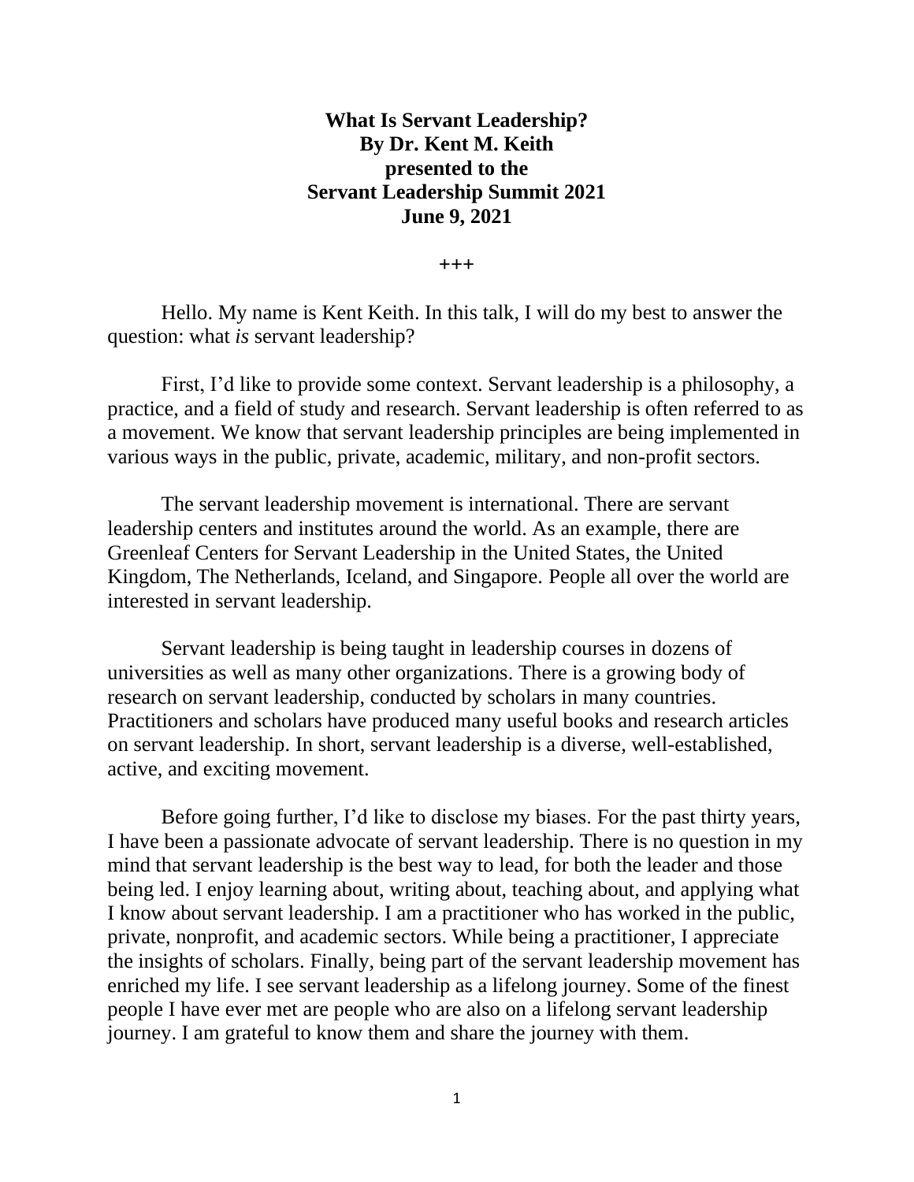# What Is Servant Leadership?

**By Dr. Kent M. Keith**
**presented to the**
**Servant Leadership Summit 2021**
**June 9, 2021**

+++

Hello. My name is Kent Keith. In this talk, I will do my best to answer the question: what *is* servant leadership?

First, I'd like to provide some context. Servant leadership is a philosophy, a practice, and a field of study and research. Servant leadership is often referred to as a movement. We know that servant leadership principles are being implemented in various ways in the public, private, academic, military, and non-profit sectors.

The servant leadership movement is international. There are servant leadership centers and institutes around the world. As an example, there are Greenleaf Centers for Servant Leadership in the United States, the United Kingdom, The Netherlands, Iceland, and Singapore. People all over the world are interested in servant leadership.

Servant leadership is being taught in leadership courses in dozens of universities as well as many other organizations. There is a growing body of research on servant leadership, conducted by scholars in many countries. Practitioners and scholars have produced many useful books and research articles on servant leadership. In short, servant leadership is a diverse, well-established, active, and exciting movement.

Before going further, I'd like to disclose my biases. For the past thirty years, I have been a passionate advocate of servant leadership. There is no question in my mind that servant leadership is the best way to lead, for both the leader and those being led. I enjoy learning about, writing about, teaching about, and applying what I know about servant leadership. I am a practitioner who has worked in the public, private, nonprofit, and academic sectors. While being a practitioner, I appreciate the insights of scholars. Finally, being part of the servant leadership movement has enriched my life. I see servant leadership as a lifelong journey. Some of the finest people I have ever met are people who are also on a lifelong servant leadership journey. I am grateful to know them and share the journey with them.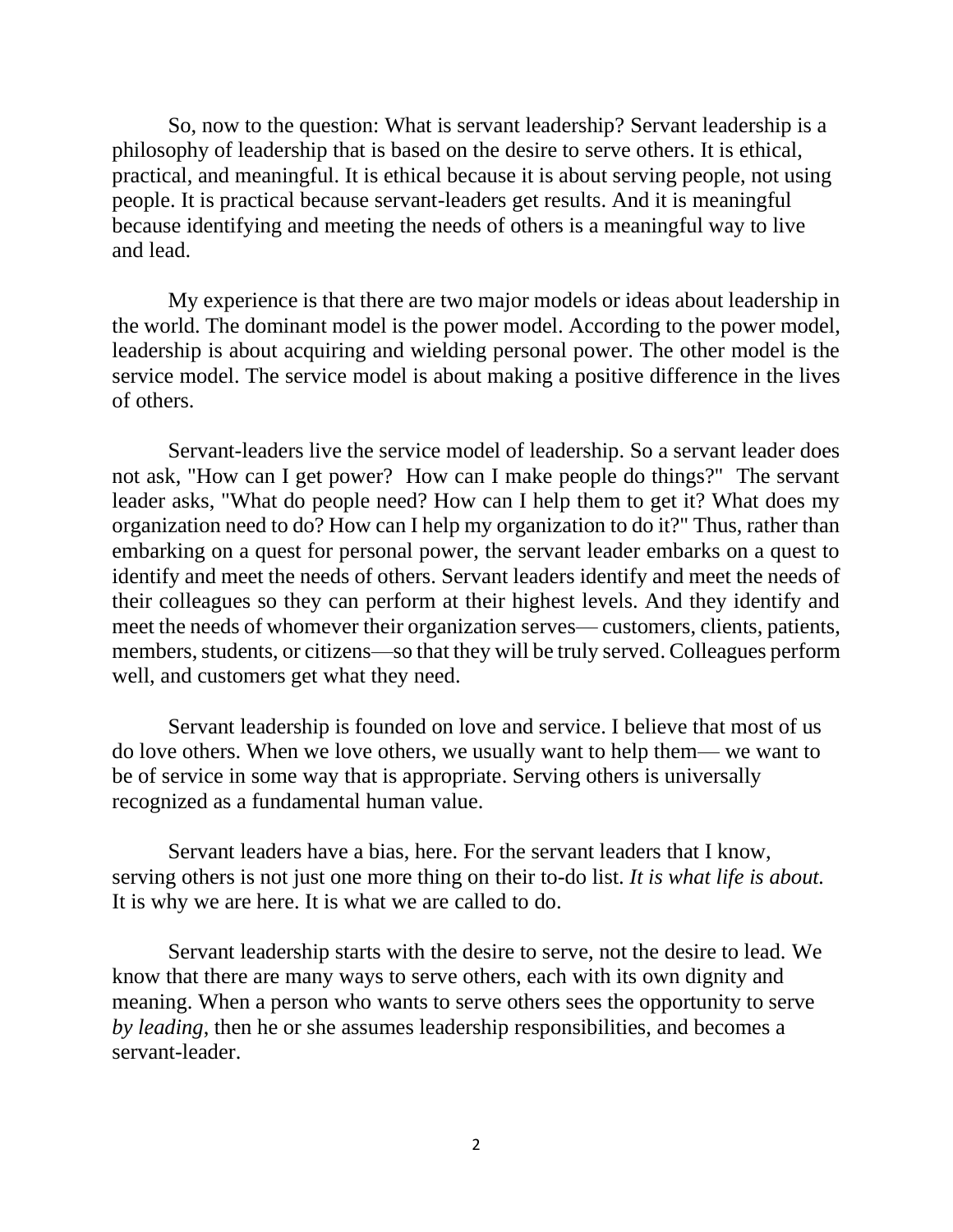So, now to the question: What is servant leadership? Servant leadership is a philosophy of leadership that is based on the desire to serve others. It is ethical, practical, and meaningful. It is ethical because it is about serving people, not using people. It is practical because servant-leaders get results. And it is meaningful because identifying and meeting the needs of others is a meaningful way to live and lead.

My experience is that there are two major models or ideas about leadership in the world. The dominant model is the power model. According to the power model, leadership is about acquiring and wielding personal power. The other model is the service model. The service model is about making a positive difference in the lives of others.

Servant-leaders live the service model of leadership. So a servant leader does not ask, "How can I get power? How can I make people do things?" The servant leader asks, "What do people need? How can I help them to get it? What does my organization need to do? How can I help my organization to do it?" Thus, rather than embarking on a quest for personal power, the servant leader embarks on a quest to identify and meet the needs of others. Servant leaders identify and meet the needs of their colleagues so they can perform at their highest levels. And they identify and meet the needs of whomever their organization serves— customers, clients, patients, members, students, or citizens—so that they will be truly served. Colleagues perform well, and customers get what they need.

Servant leadership is founded on love and service. I believe that most of us do love others. When we love others, we usually want to help them— we want to be of service in some way that is appropriate. Serving others is universally recognized as a fundamental human value.

Servant leaders have a bias, here. For the servant leaders that I know, serving others is not just one more thing on their to-do list. *It is what life is about.* It is why we are here. It is what we are called to do.

Servant leadership starts with the desire to serve, not the desire to lead. We know that there are many ways to serve others, each with its own dignity and meaning. When a person who wants to serve others sees the opportunity to serve *by leading*, then he or she assumes leadership responsibilities, and becomes a servant-leader.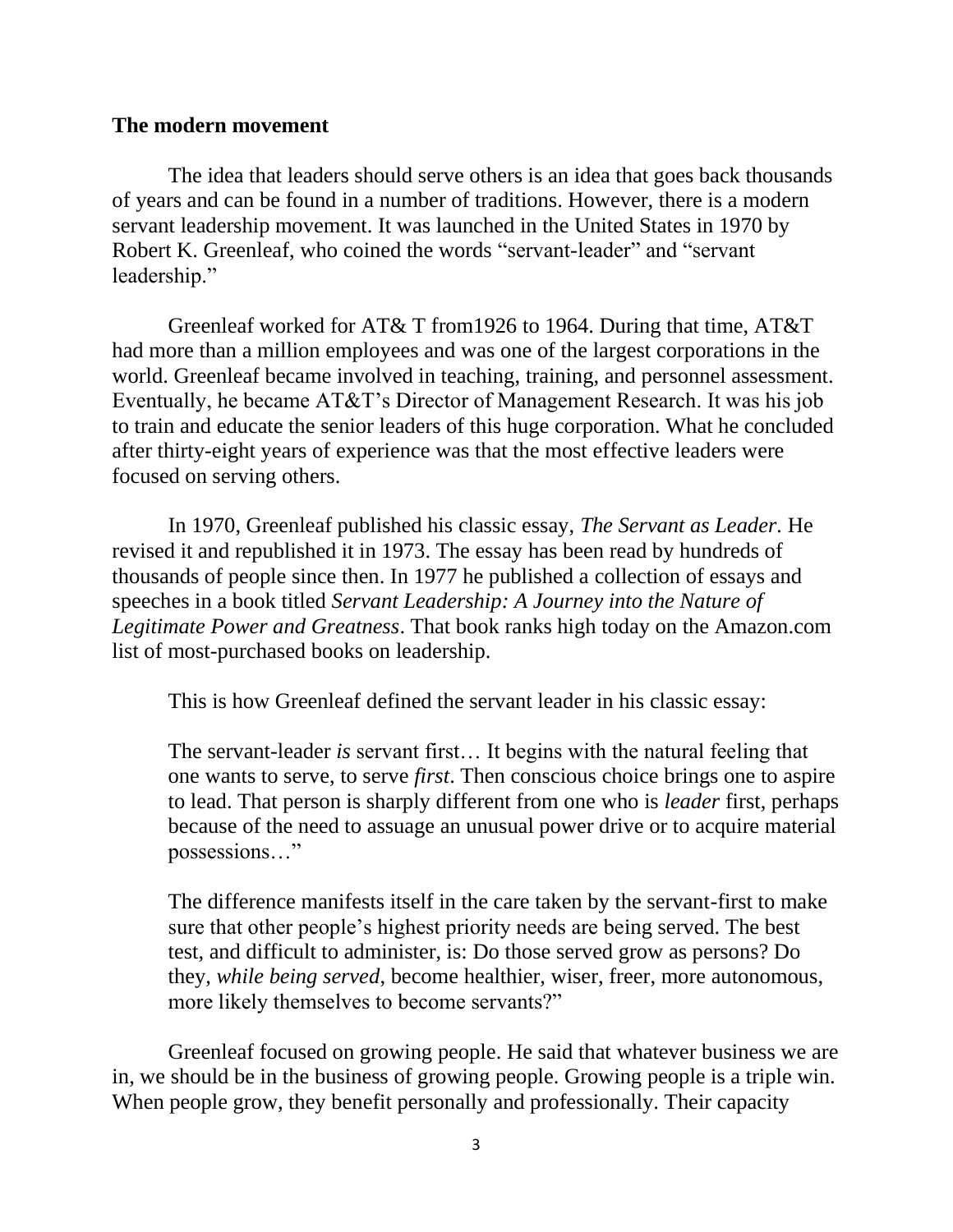## The modern movement

The idea that leaders should serve others is an idea that goes back thousands of years and can be found in a number of traditions. However, there is a modern servant leadership movement. It was launched in the United States in 1970 by Robert K. Greenleaf, who coined the words "servant-leader" and "servant leadership."

Greenleaf worked for AT& T from1926 to 1964. During that time, AT&T had more than a million employees and was one of the largest corporations in the world. Greenleaf became involved in teaching, training, and personnel assessment. Eventually, he became AT&T's Director of Management Research. It was his job to train and educate the senior leaders of this huge corporation. What he concluded after thirty-eight years of experience was that the most effective leaders were focused on serving others.

In 1970, Greenleaf published his classic essay, *The Servant as Leader*. He revised it and republished it in 1973. The essay has been read by hundreds of thousands of people since then. In 1977 he published a collection of essays and speeches in a book titled *Servant Leadership: A Journey into the Nature of Legitimate Power and Greatness*. That book ranks high today on the Amazon.com list of most-purchased books on leadership.

This is how Greenleaf defined the servant leader in his classic essay:

> The servant-leader *is* servant first… It begins with the natural feeling that one wants to serve, to serve *first*. Then conscious choice brings one to aspire to lead. That person is sharply different from one who is *leader* first, perhaps because of the need to assuage an unusual power drive or to acquire material possessions…"
>
> The difference manifests itself in the care taken by the servant-first to make sure that other people's highest priority needs are being served. The best test, and difficult to administer, is: Do those served grow as persons? Do they, *while being served*, become healthier, wiser, freer, more autonomous, more likely themselves to become servants?"

Greenleaf focused on growing people. He said that whatever business we are in, we should be in the business of growing people. Growing people is a triple win. When people grow, they benefit personally and professionally. Their capacity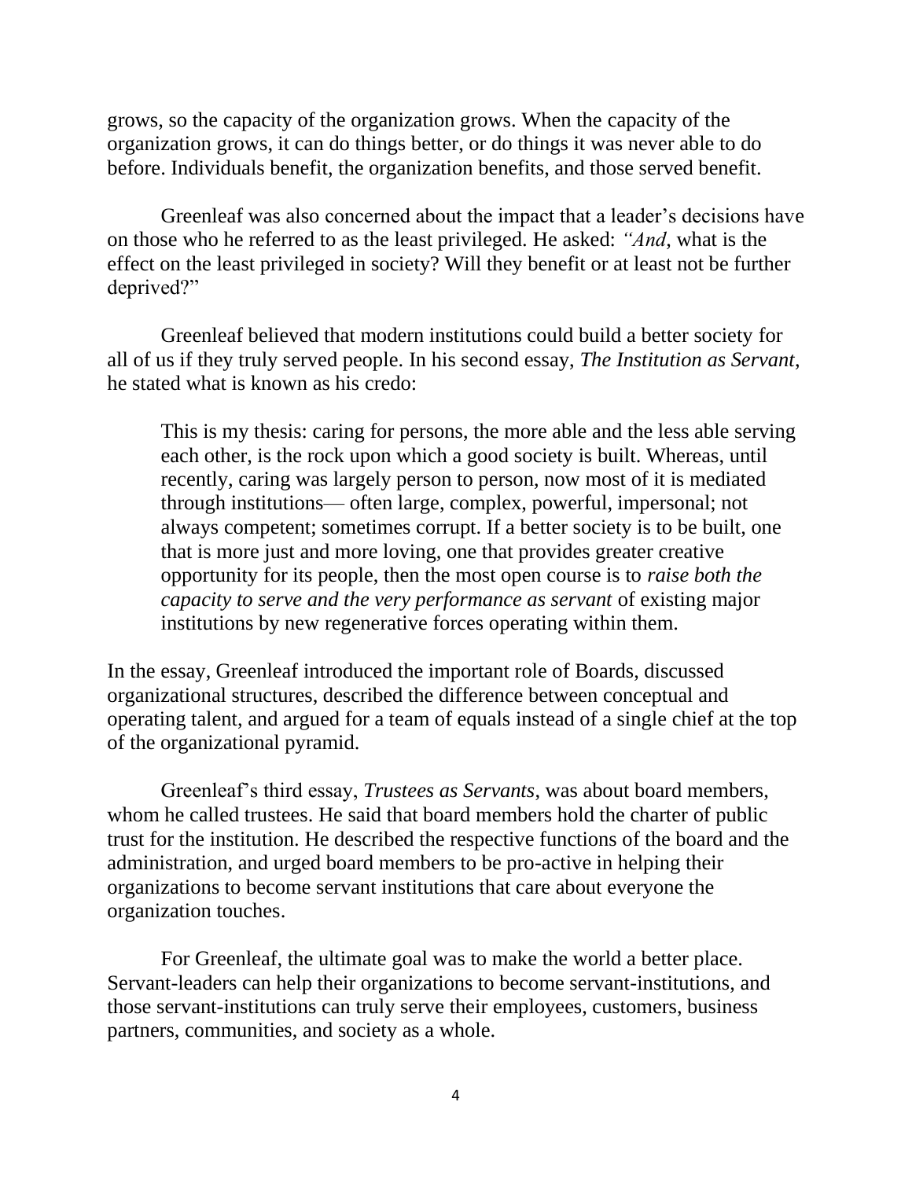grows, so the capacity of the organization grows. When the capacity of the organization grows, it can do things better, or do things it was never able to do before. Individuals benefit, the organization benefits, and those served benefit.

Greenleaf was also concerned about the impact that a leader's decisions have on those who he referred to as the least privileged. He asked: *"And*, what is the effect on the least privileged in society? Will they benefit or at least not be further deprived?"

Greenleaf believed that modern institutions could build a better society for all of us if they truly served people. In his second essay, *The Institution as Servant*, he stated what is known as his credo:

> This is my thesis: caring for persons, the more able and the less able serving each other, is the rock upon which a good society is built. Whereas, until recently, caring was largely person to person, now most of it is mediated through institutions— often large, complex, powerful, impersonal; not always competent; sometimes corrupt. If a better society is to be built, one that is more just and more loving, one that provides greater creative opportunity for its people, then the most open course is to *raise both the capacity to serve and the very performance as servant* of existing major institutions by new regenerative forces operating within them.

In the essay, Greenleaf introduced the important role of Boards, discussed organizational structures, described the difference between conceptual and operating talent, and argued for a team of equals instead of a single chief at the top of the organizational pyramid.

Greenleaf's third essay, *Trustees as Servants*, was about board members, whom he called trustees. He said that board members hold the charter of public trust for the institution. He described the respective functions of the board and the administration, and urged board members to be pro-active in helping their organizations to become servant institutions that care about everyone the organization touches.

For Greenleaf, the ultimate goal was to make the world a better place. Servant-leaders can help their organizations to become servant-institutions, and those servant-institutions can truly serve their employees, customers, business partners, communities, and society as a whole.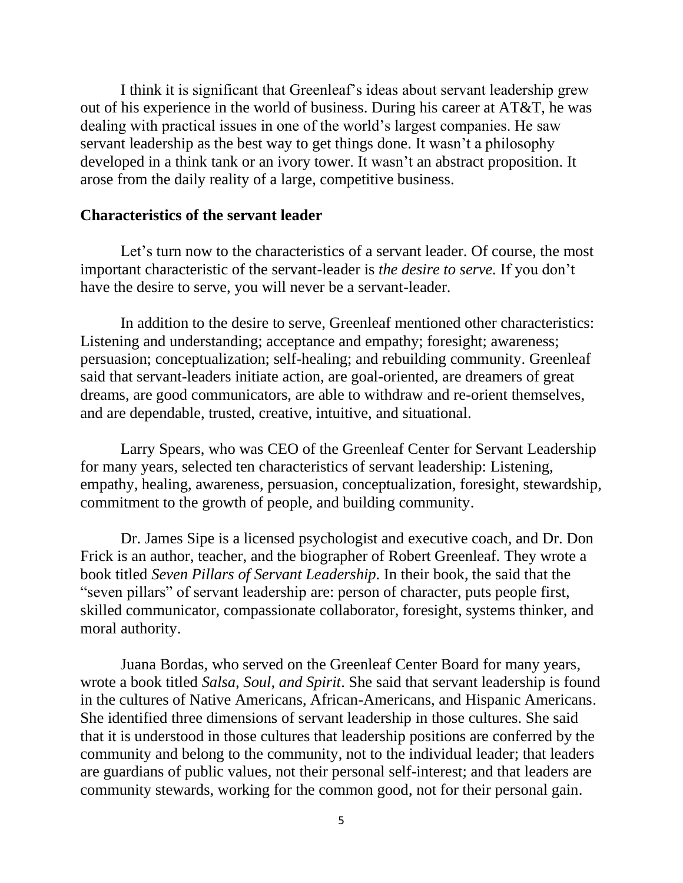I think it is significant that Greenleaf's ideas about servant leadership grew out of his experience in the world of business. During his career at AT&T, he was dealing with practical issues in one of the world's largest companies. He saw servant leadership as the best way to get things done. It wasn't a philosophy developed in a think tank or an ivory tower. It wasn't an abstract proposition. It arose from the daily reality of a large, competitive business.

## Characteristics of the servant leader

Let's turn now to the characteristics of a servant leader. Of course, the most important characteristic of the servant-leader is *the desire to serve.* If you don't have the desire to serve, you will never be a servant-leader.

In addition to the desire to serve, Greenleaf mentioned other characteristics: Listening and understanding; acceptance and empathy; foresight; awareness; persuasion; conceptualization; self-healing; and rebuilding community. Greenleaf said that servant-leaders initiate action, are goal-oriented, are dreamers of great dreams, are good communicators, are able to withdraw and re-orient themselves, and are dependable, trusted, creative, intuitive, and situational.

Larry Spears, who was CEO of the Greenleaf Center for Servant Leadership for many years, selected ten characteristics of servant leadership: Listening, empathy, healing, awareness, persuasion, conceptualization, foresight, stewardship, commitment to the growth of people, and building community.

Dr. James Sipe is a licensed psychologist and executive coach, and Dr. Don Frick is an author, teacher, and the biographer of Robert Greenleaf. They wrote a book titled *Seven Pillars of Servant Leadership*. In their book, the said that the "seven pillars" of servant leadership are: person of character, puts people first, skilled communicator, compassionate collaborator, foresight, systems thinker, and moral authority.

Juana Bordas, who served on the Greenleaf Center Board for many years, wrote a book titled *Salsa, Soul, and Spirit*. She said that servant leadership is found in the cultures of Native Americans, African-Americans, and Hispanic Americans. She identified three dimensions of servant leadership in those cultures. She said that it is understood in those cultures that leadership positions are conferred by the community and belong to the community, not to the individual leader; that leaders are guardians of public values, not their personal self-interest; and that leaders are community stewards, working for the common good, not for their personal gain.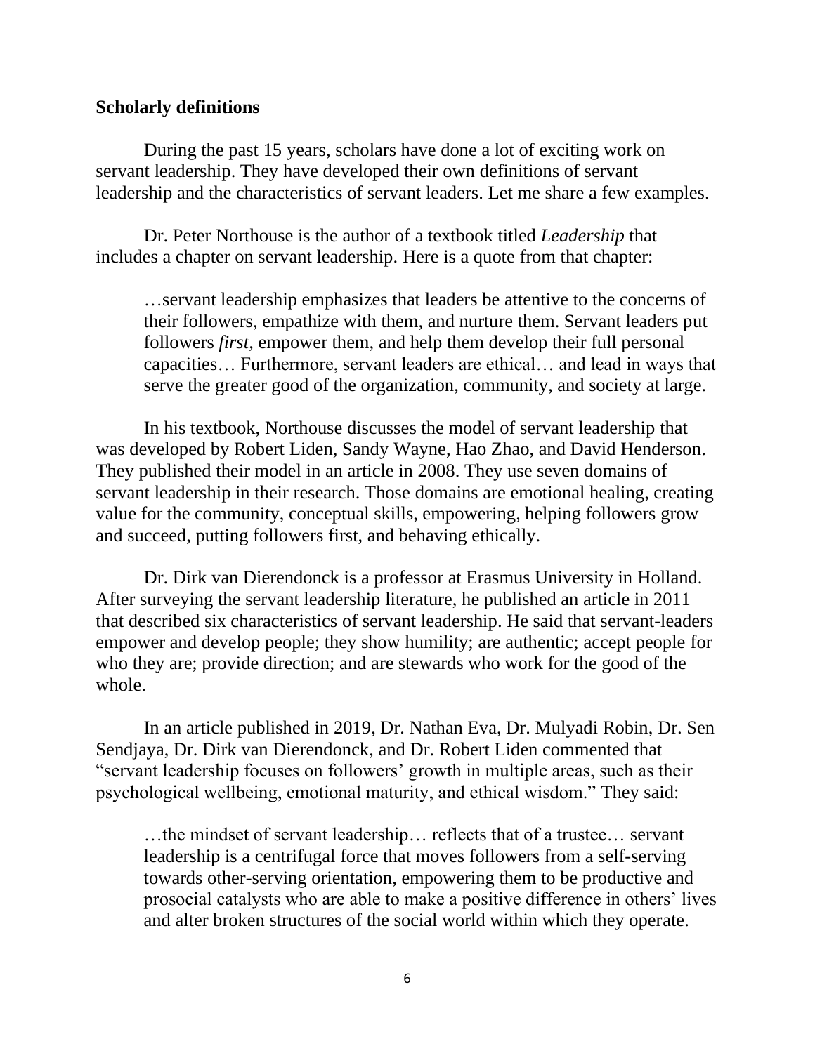**Scholarly definitions**

During the past 15 years, scholars have done a lot of exciting work on servant leadership. They have developed their own definitions of servant leadership and the characteristics of servant leaders. Let me share a few examples.

Dr. Peter Northouse is the author of a textbook titled *Leadership* that includes a chapter on servant leadership. Here is a quote from that chapter:

> …servant leadership emphasizes that leaders be attentive to the concerns of their followers, empathize with them, and nurture them. Servant leaders put followers *first*, empower them, and help them develop their full personal capacities… Furthermore, servant leaders are ethical… and lead in ways that serve the greater good of the organization, community, and society at large.

In his textbook, Northouse discusses the model of servant leadership that was developed by Robert Liden, Sandy Wayne, Hao Zhao, and David Henderson. They published their model in an article in 2008. They use seven domains of servant leadership in their research. Those domains are emotional healing, creating value for the community, conceptual skills, empowering, helping followers grow and succeed, putting followers first, and behaving ethically.

Dr. Dirk van Dierendonck is a professor at Erasmus University in Holland. After surveying the servant leadership literature, he published an article in 2011 that described six characteristics of servant leadership. He said that servant-leaders empower and develop people; they show humility; are authentic; accept people for who they are; provide direction; and are stewards who work for the good of the whole.

In an article published in 2019, Dr. Nathan Eva, Dr. Mulyadi Robin, Dr. Sen Sendjaya, Dr. Dirk van Dierendonck, and Dr. Robert Liden commented that "servant leadership focuses on followers' growth in multiple areas, such as their psychological wellbeing, emotional maturity, and ethical wisdom." They said:

> …the mindset of servant leadership… reflects that of a trustee… servant leadership is a centrifugal force that moves followers from a self-serving towards other-serving orientation, empowering them to be productive and prosocial catalysts who are able to make a positive difference in others' lives and alter broken structures of the social world within which they operate.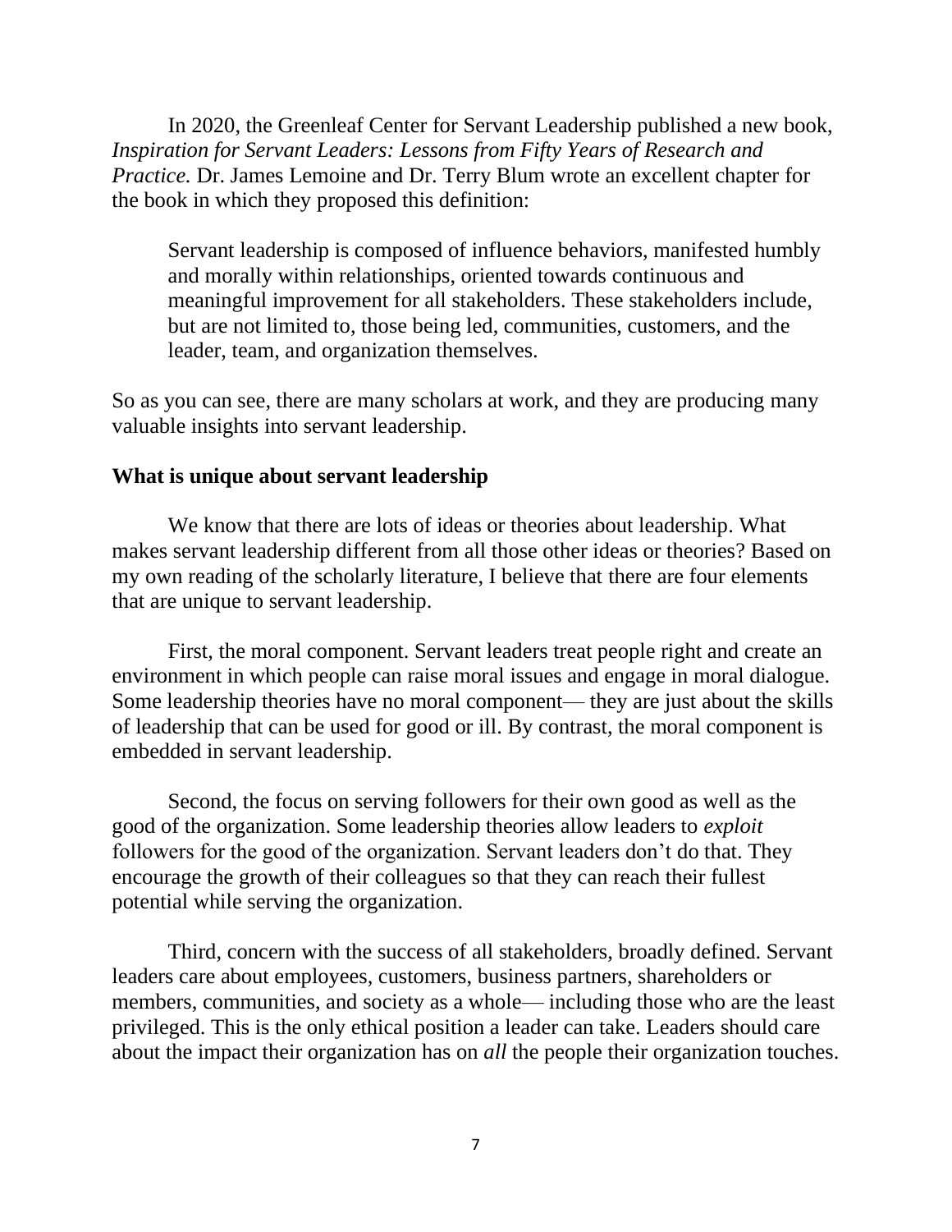In 2020, the Greenleaf Center for Servant Leadership published a new book, *Inspiration for Servant Leaders: Lessons from Fifty Years of Research and Practice.* Dr. James Lemoine and Dr. Terry Blum wrote an excellent chapter for the book in which they proposed this definition:

> Servant leadership is composed of influence behaviors, manifested humbly and morally within relationships, oriented towards continuous and meaningful improvement for all stakeholders. These stakeholders include, but are not limited to, those being led, communities, customers, and the leader, team, and organization themselves.

So as you can see, there are many scholars at work, and they are producing many valuable insights into servant leadership.

**What is unique about servant leadership**

We know that there are lots of ideas or theories about leadership. What makes servant leadership different from all those other ideas or theories? Based on my own reading of the scholarly literature, I believe that there are four elements that are unique to servant leadership.

First, the moral component. Servant leaders treat people right and create an environment in which people can raise moral issues and engage in moral dialogue. Some leadership theories have no moral component— they are just about the skills of leadership that can be used for good or ill. By contrast, the moral component is embedded in servant leadership.

Second, the focus on serving followers for their own good as well as the good of the organization. Some leadership theories allow leaders to *exploit* followers for the good of the organization. Servant leaders don't do that. They encourage the growth of their colleagues so that they can reach their fullest potential while serving the organization.

Third, concern with the success of all stakeholders, broadly defined. Servant leaders care about employees, customers, business partners, shareholders or members, communities, and society as a whole— including those who are the least privileged. This is the only ethical position a leader can take. Leaders should care about the impact their organization has on *all* the people their organization touches.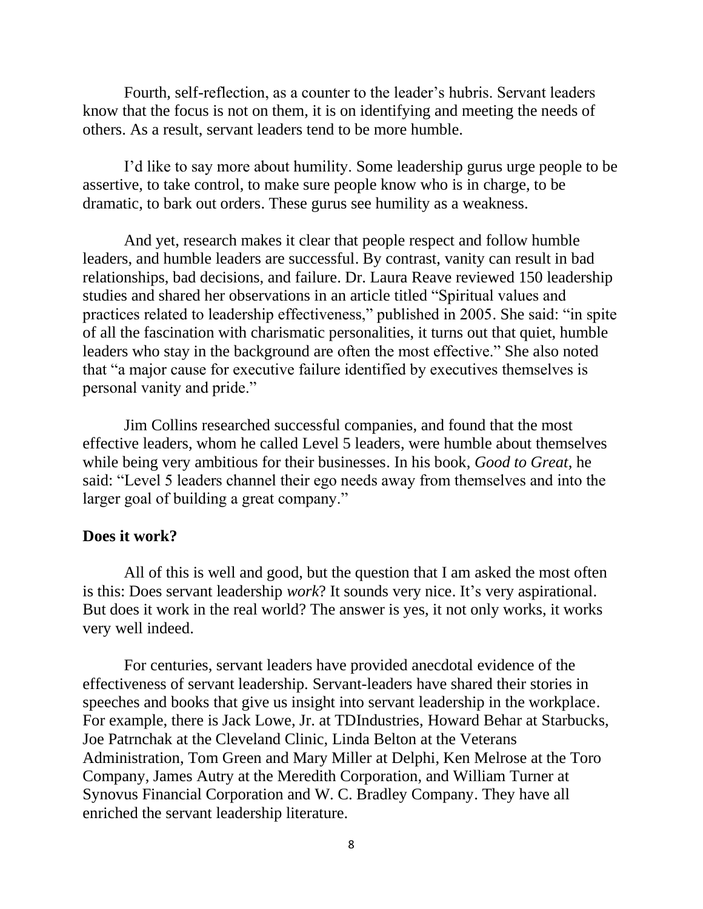Fourth, self-reflection, as a counter to the leader's hubris. Servant leaders know that the focus is not on them, it is on identifying and meeting the needs of others. As a result, servant leaders tend to be more humble.

I'd like to say more about humility. Some leadership gurus urge people to be assertive, to take control, to make sure people know who is in charge, to be dramatic, to bark out orders. These gurus see humility as a weakness.

And yet, research makes it clear that people respect and follow humble leaders, and humble leaders are successful. By contrast, vanity can result in bad relationships, bad decisions, and failure. Dr. Laura Reave reviewed 150 leadership studies and shared her observations in an article titled "Spiritual values and practices related to leadership effectiveness," published in 2005. She said: "in spite of all the fascination with charismatic personalities, it turns out that quiet, humble leaders who stay in the background are often the most effective." She also noted that "a major cause for executive failure identified by executives themselves is personal vanity and pride."

Jim Collins researched successful companies, and found that the most effective leaders, whom he called Level 5 leaders, were humble about themselves while being very ambitious for their businesses. In his book, *Good to Great*, he said: "Level 5 leaders channel their ego needs away from themselves and into the larger goal of building a great company."

**Does it work?**

All of this is well and good, but the question that I am asked the most often is this: Does servant leadership *work*? It sounds very nice. It's very aspirational. But does it work in the real world? The answer is yes, it not only works, it works very well indeed.

For centuries, servant leaders have provided anecdotal evidence of the effectiveness of servant leadership. Servant-leaders have shared their stories in speeches and books that give us insight into servant leadership in the workplace. For example, there is Jack Lowe, Jr. at TDIndustries, Howard Behar at Starbucks, Joe Patrnchak at the Cleveland Clinic, Linda Belton at the Veterans Administration, Tom Green and Mary Miller at Delphi, Ken Melrose at the Toro Company, James Autry at the Meredith Corporation, and William Turner at Synovus Financial Corporation and W. C. Bradley Company. They have all enriched the servant leadership literature.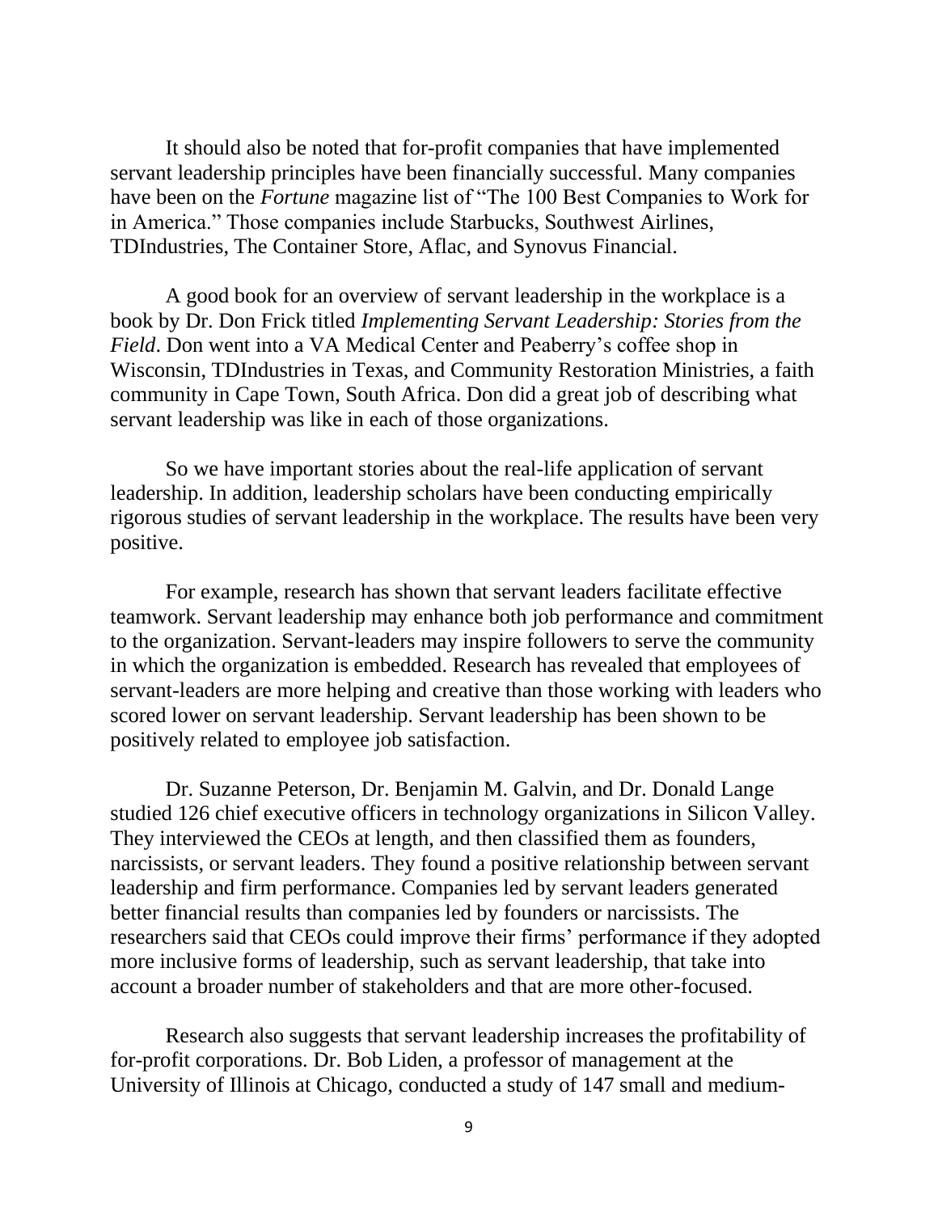It should also be noted that for-profit companies that have implemented servant leadership principles have been financially successful. Many companies have been on the *Fortune* magazine list of "The 100 Best Companies to Work for in America." Those companies include Starbucks, Southwest Airlines, TDIndustries, The Container Store, Aflac, and Synovus Financial.

A good book for an overview of servant leadership in the workplace is a book by Dr. Don Frick titled *Implementing Servant Leadership: Stories from the Field*. Don went into a VA Medical Center and Peaberry's coffee shop in Wisconsin, TDIndustries in Texas, and Community Restoration Ministries, a faith community in Cape Town, South Africa. Don did a great job of describing what servant leadership was like in each of those organizations.

So we have important stories about the real-life application of servant leadership. In addition, leadership scholars have been conducting empirically rigorous studies of servant leadership in the workplace. The results have been very positive.

For example, research has shown that servant leaders facilitate effective teamwork. Servant leadership may enhance both job performance and commitment to the organization. Servant-leaders may inspire followers to serve the community in which the organization is embedded. Research has revealed that employees of servant-leaders are more helping and creative than those working with leaders who scored lower on servant leadership. Servant leadership has been shown to be positively related to employee job satisfaction.

Dr. Suzanne Peterson, Dr. Benjamin M. Galvin, and Dr. Donald Lange studied 126 chief executive officers in technology organizations in Silicon Valley. They interviewed the CEOs at length, and then classified them as founders, narcissists, or servant leaders. They found a positive relationship between servant leadership and firm performance. Companies led by servant leaders generated better financial results than companies led by founders or narcissists. The researchers said that CEOs could improve their firms' performance if they adopted more inclusive forms of leadership, such as servant leadership, that take into account a broader number of stakeholders and that are more other-focused.

Research also suggests that servant leadership increases the profitability of for-profit corporations. Dr. Bob Liden, a professor of management at the University of Illinois at Chicago, conducted a study of 147 small and medium-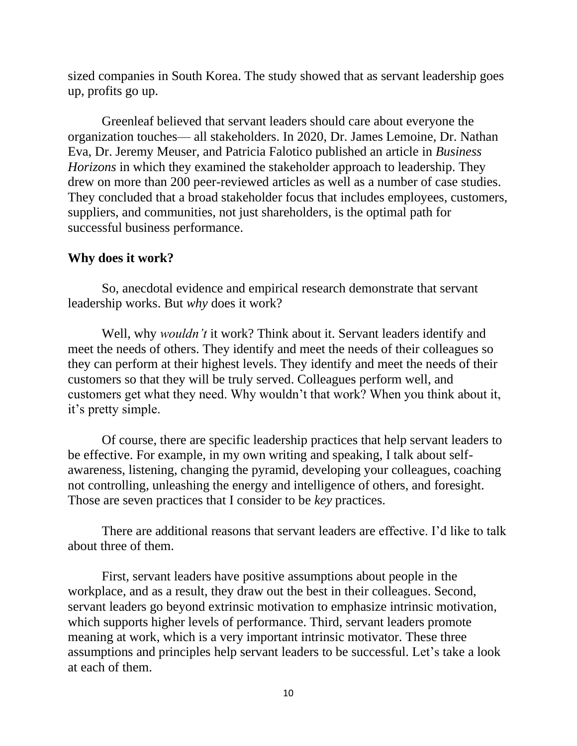sized companies in South Korea. The study showed that as servant leadership goes up, profits go up.

Greenleaf believed that servant leaders should care about everyone the organization touches— all stakeholders. In 2020, Dr. James Lemoine, Dr. Nathan Eva, Dr. Jeremy Meuser, and Patricia Falotico published an article in *Business Horizons* in which they examined the stakeholder approach to leadership. They drew on more than 200 peer-reviewed articles as well as a number of case studies. They concluded that a broad stakeholder focus that includes employees, customers, suppliers, and communities, not just shareholders, is the optimal path for successful business performance.

**Why does it work?**

So, anecdotal evidence and empirical research demonstrate that servant leadership works. But *why* does it work?

Well, why *wouldn't* it work? Think about it. Servant leaders identify and meet the needs of others. They identify and meet the needs of their colleagues so they can perform at their highest levels. They identify and meet the needs of their customers so that they will be truly served. Colleagues perform well, and customers get what they need. Why wouldn't that work? When you think about it, it's pretty simple.

Of course, there are specific leadership practices that help servant leaders to be effective. For example, in my own writing and speaking, I talk about self-awareness, listening, changing the pyramid, developing your colleagues, coaching not controlling, unleashing the energy and intelligence of others, and foresight. Those are seven practices that I consider to be *key* practices.

There are additional reasons that servant leaders are effective. I'd like to talk about three of them.

First, servant leaders have positive assumptions about people in the workplace, and as a result, they draw out the best in their colleagues. Second, servant leaders go beyond extrinsic motivation to emphasize intrinsic motivation, which supports higher levels of performance. Third, servant leaders promote meaning at work, which is a very important intrinsic motivator. These three assumptions and principles help servant leaders to be successful. Let's take a look at each of them.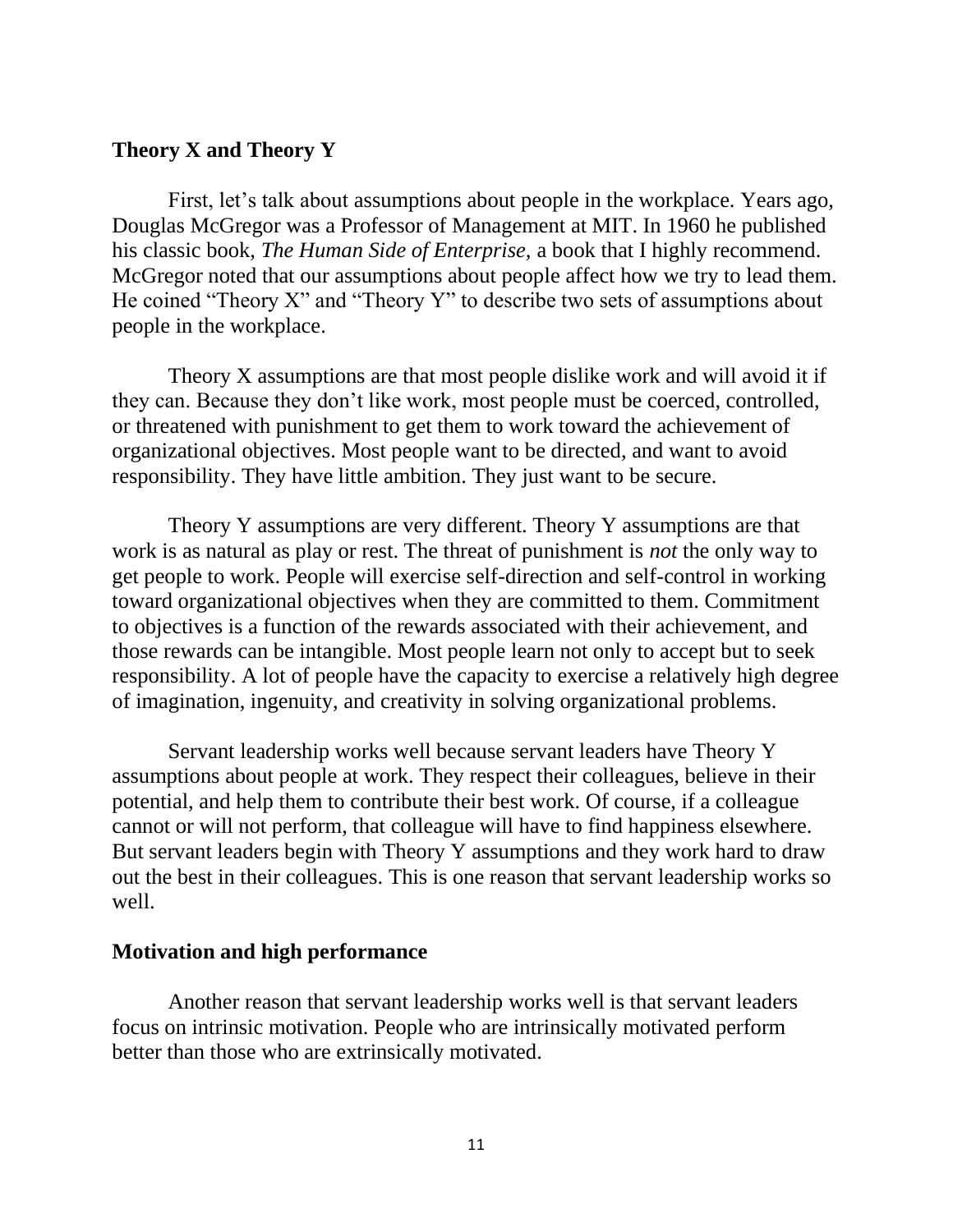## Theory X and Theory Y

First, let's talk about assumptions about people in the workplace. Years ago, Douglas McGregor was a Professor of Management at MIT. In 1960 he published his classic book, *The Human Side of Enterprise,* a book that I highly recommend. McGregor noted that our assumptions about people affect how we try to lead them. He coined "Theory X" and "Theory Y" to describe two sets of assumptions about people in the workplace.

Theory X assumptions are that most people dislike work and will avoid it if they can. Because they don't like work, most people must be coerced, controlled, or threatened with punishment to get them to work toward the achievement of organizational objectives. Most people want to be directed, and want to avoid responsibility. They have little ambition. They just want to be secure.

Theory Y assumptions are very different. Theory Y assumptions are that work is as natural as play or rest. The threat of punishment is *not* the only way to get people to work. People will exercise self-direction and self-control in working toward organizational objectives when they are committed to them. Commitment to objectives is a function of the rewards associated with their achievement, and those rewards can be intangible. Most people learn not only to accept but to seek responsibility. A lot of people have the capacity to exercise a relatively high degree of imagination, ingenuity, and creativity in solving organizational problems.

Servant leadership works well because servant leaders have Theory Y assumptions about people at work. They respect their colleagues, believe in their potential, and help them to contribute their best work. Of course, if a colleague cannot or will not perform, that colleague will have to find happiness elsewhere. But servant leaders begin with Theory Y assumptions and they work hard to draw out the best in their colleagues. This is one reason that servant leadership works so well.

## Motivation and high performance

Another reason that servant leadership works well is that servant leaders focus on intrinsic motivation. People who are intrinsically motivated perform better than those who are extrinsically motivated.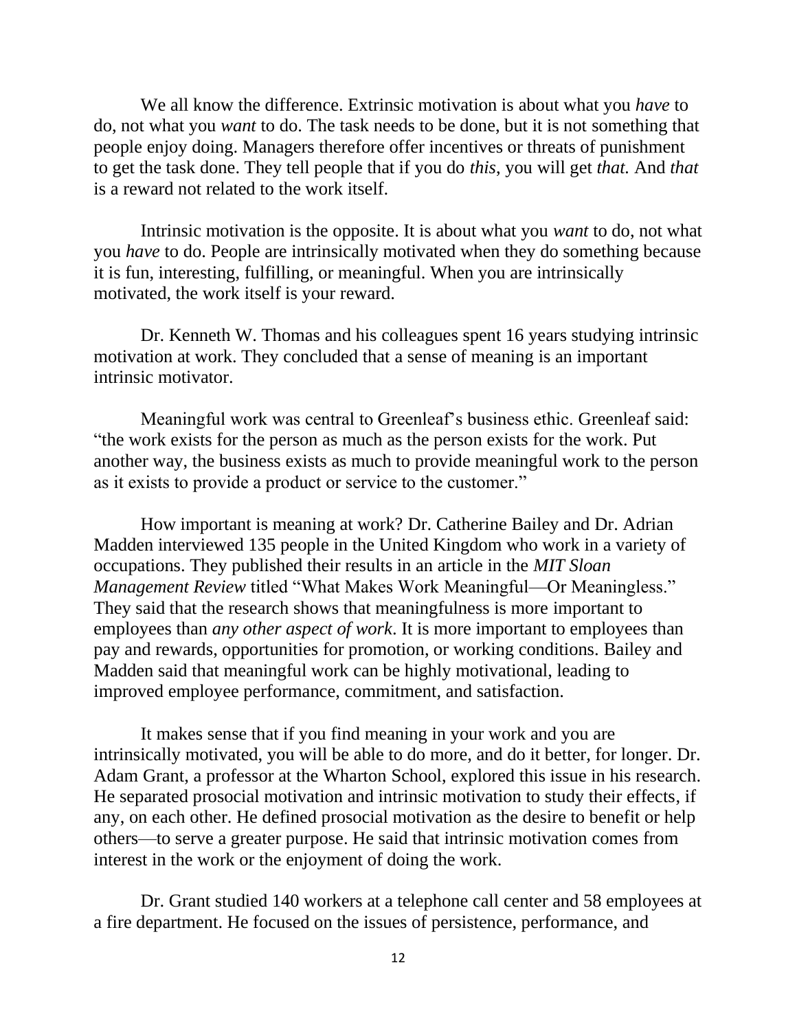We all know the difference. Extrinsic motivation is about what you *have* to do, not what you *want* to do. The task needs to be done, but it is not something that people enjoy doing. Managers therefore offer incentives or threats of punishment to get the task done. They tell people that if you do *this*, you will get *that*. And *that* is a reward not related to the work itself.

Intrinsic motivation is the opposite. It is about what you *want* to do, not what you *have* to do. People are intrinsically motivated when they do something because it is fun, interesting, fulfilling, or meaningful. When you are intrinsically motivated, the work itself is your reward.

Dr. Kenneth W. Thomas and his colleagues spent 16 years studying intrinsic motivation at work. They concluded that a sense of meaning is an important intrinsic motivator.

Meaningful work was central to Greenleaf's business ethic. Greenleaf said: "the work exists for the person as much as the person exists for the work. Put another way, the business exists as much to provide meaningful work to the person as it exists to provide a product or service to the customer."

How important is meaning at work? Dr. Catherine Bailey and Dr. Adrian Madden interviewed 135 people in the United Kingdom who work in a variety of occupations. They published their results in an article in the *MIT Sloan Management Review* titled "What Makes Work Meaningful—Or Meaningless." They said that the research shows that meaningfulness is more important to employees than *any other aspect of work*. It is more important to employees than pay and rewards, opportunities for promotion, or working conditions. Bailey and Madden said that meaningful work can be highly motivational, leading to improved employee performance, commitment, and satisfaction.

It makes sense that if you find meaning in your work and you are intrinsically motivated, you will be able to do more, and do it better, for longer. Dr. Adam Grant, a professor at the Wharton School, explored this issue in his research. He separated prosocial motivation and intrinsic motivation to study their effects, if any, on each other. He defined prosocial motivation as the desire to benefit or help others—to serve a greater purpose. He said that intrinsic motivation comes from interest in the work or the enjoyment of doing the work.

Dr. Grant studied 140 workers at a telephone call center and 58 employees at a fire department. He focused on the issues of persistence, performance, and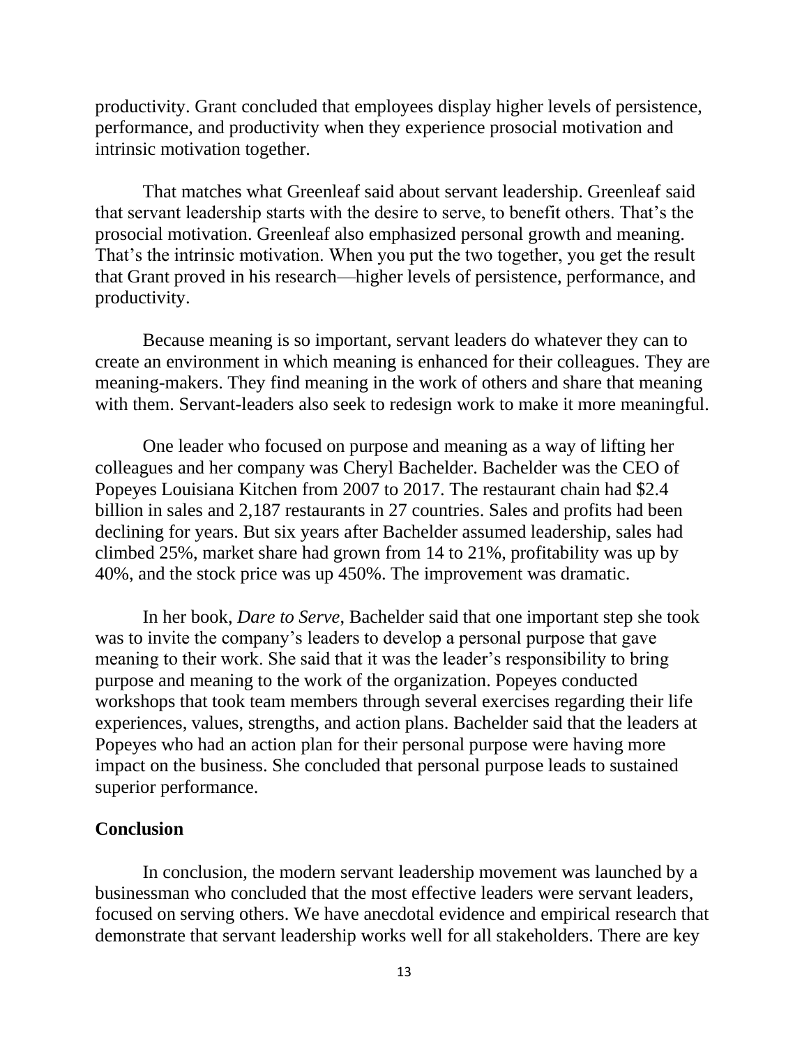productivity. Grant concluded that employees display higher levels of persistence, performance, and productivity when they experience prosocial motivation and intrinsic motivation together.

That matches what Greenleaf said about servant leadership. Greenleaf said that servant leadership starts with the desire to serve, to benefit others. That's the prosocial motivation. Greenleaf also emphasized personal growth and meaning. That's the intrinsic motivation. When you put the two together, you get the result that Grant proved in his research—higher levels of persistence, performance, and productivity.

Because meaning is so important, servant leaders do whatever they can to create an environment in which meaning is enhanced for their colleagues. They are meaning-makers. They find meaning in the work of others and share that meaning with them. Servant-leaders also seek to redesign work to make it more meaningful.

One leader who focused on purpose and meaning as a way of lifting her colleagues and her company was Cheryl Bachelder. Bachelder was the CEO of Popeyes Louisiana Kitchen from 2007 to 2017. The restaurant chain had $2.4 billion in sales and 2,187 restaurants in 27 countries. Sales and profits had been declining for years. But six years after Bachelder assumed leadership, sales had climbed 25%, market share had grown from 14 to 21%, profitability was up by 40%, and the stock price was up 450%. The improvement was dramatic.

In her book, *Dare to Serve*, Bachelder said that one important step she took was to invite the company's leaders to develop a personal purpose that gave meaning to their work. She said that it was the leader's responsibility to bring purpose and meaning to the work of the organization. Popeyes conducted workshops that took team members through several exercises regarding their life experiences, values, strengths, and action plans. Bachelder said that the leaders at Popeyes who had an action plan for their personal purpose were having more impact on the business. She concluded that personal purpose leads to sustained superior performance.

## Conclusion

In conclusion, the modern servant leadership movement was launched by a businessman who concluded that the most effective leaders were servant leaders, focused on serving others. We have anecdotal evidence and empirical research that demonstrate that servant leadership works well for all stakeholders. There are key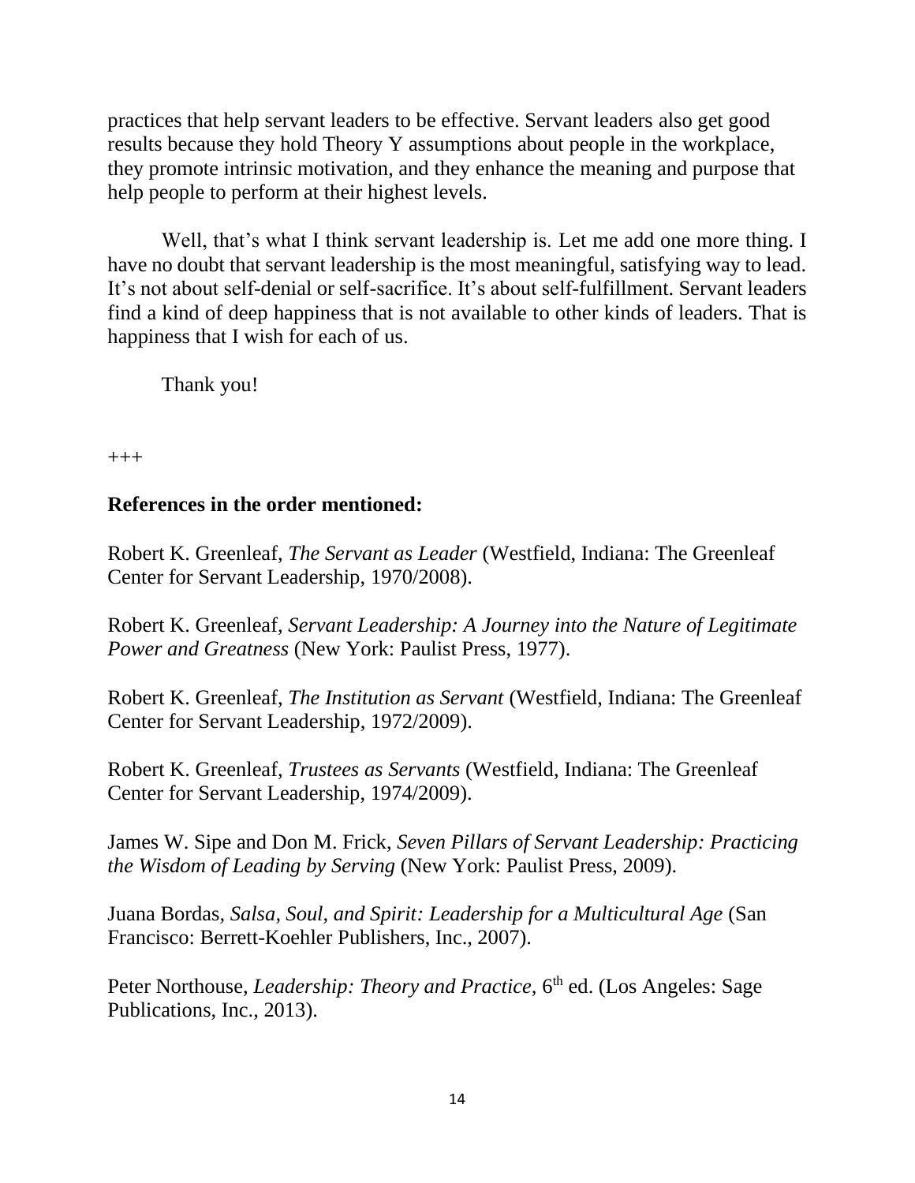practices that help servant leaders to be effective. Servant leaders also get good results because they hold Theory Y assumptions about people in the workplace, they promote intrinsic motivation, and they enhance the meaning and purpose that help people to perform at their highest levels.

Well, that's what I think servant leadership is. Let me add one more thing. I have no doubt that servant leadership is the most meaningful, satisfying way to lead. It's not about self-denial or self-sacrifice. It's about self-fulfillment. Servant leaders find a kind of deep happiness that is not available to other kinds of leaders. That is happiness that I wish for each of us.

Thank you!

+++

**References in the order mentioned:**

Robert K. Greenleaf, *The Servant as Leader* (Westfield, Indiana: The Greenleaf Center for Servant Leadership, 1970/2008).

Robert K. Greenleaf, *Servant Leadership: A Journey into the Nature of Legitimate Power and Greatness* (New York: Paulist Press, 1977).

Robert K. Greenleaf, *The Institution as Servant* (Westfield, Indiana: The Greenleaf Center for Servant Leadership, 1972/2009).

Robert K. Greenleaf, *Trustees as Servants* (Westfield, Indiana: The Greenleaf Center for Servant Leadership, 1974/2009).

James W. Sipe and Don M. Frick, *Seven Pillars of Servant Leadership: Practicing the Wisdom of Leading by Serving* (New York: Paulist Press, 2009).

Juana Bordas, *Salsa, Soul, and Spirit: Leadership for a Multicultural Age* (San Francisco: Berrett-Koehler Publishers, Inc., 2007).

Peter Northouse, *Leadership: Theory and Practice,* 6th ed. (Los Angeles: Sage Publications, Inc., 2013).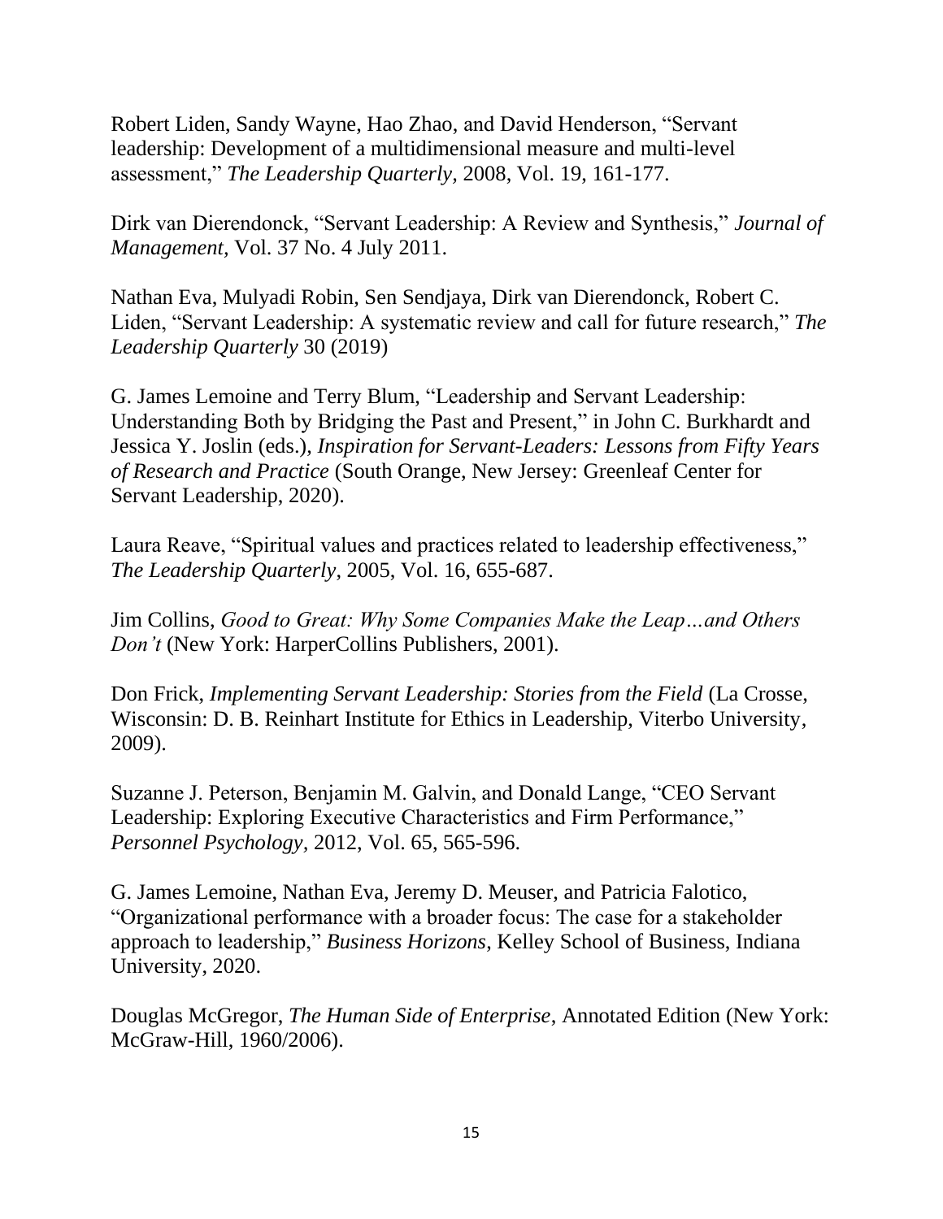Robert Liden, Sandy Wayne, Hao Zhao, and David Henderson, "Servant leadership: Development of a multidimensional measure and multi-level assessment," *The Leadership Quarterly*, 2008, Vol. 19, 161-177.

Dirk van Dierendonck, "Servant Leadership: A Review and Synthesis," *Journal of Management*, Vol. 37 No. 4 July 2011.

Nathan Eva, Mulyadi Robin, Sen Sendjaya, Dirk van Dierendonck, Robert C. Liden, "Servant Leadership: A systematic review and call for future research," *The Leadership Quarterly* 30 (2019)

G. James Lemoine and Terry Blum, "Leadership and Servant Leadership: Understanding Both by Bridging the Past and Present," in John C. Burkhardt and Jessica Y. Joslin (eds.), *Inspiration for Servant-Leaders: Lessons from Fifty Years of Research and Practice* (South Orange, New Jersey: Greenleaf Center for Servant Leadership, 2020).

Laura Reave, "Spiritual values and practices related to leadership effectiveness," *The Leadership Quarterly*, 2005, Vol. 16, 655-687.

Jim Collins, *Good to Great: Why Some Companies Make the Leap…and Others Don't* (New York: HarperCollins Publishers, 2001).

Don Frick, *Implementing Servant Leadership: Stories from the Field* (La Crosse, Wisconsin: D. B. Reinhart Institute for Ethics in Leadership, Viterbo University, 2009).

Suzanne J. Peterson, Benjamin M. Galvin, and Donald Lange, "CEO Servant Leadership: Exploring Executive Characteristics and Firm Performance," *Personnel Psychology*, 2012, Vol. 65, 565-596.

G. James Lemoine, Nathan Eva, Jeremy D. Meuser, and Patricia Falotico, "Organizational performance with a broader focus: The case for a stakeholder approach to leadership," *Business Horizons*, Kelley School of Business, Indiana University, 2020.

Douglas McGregor, *The Human Side of Enterprise*, Annotated Edition (New York: McGraw-Hill, 1960/2006).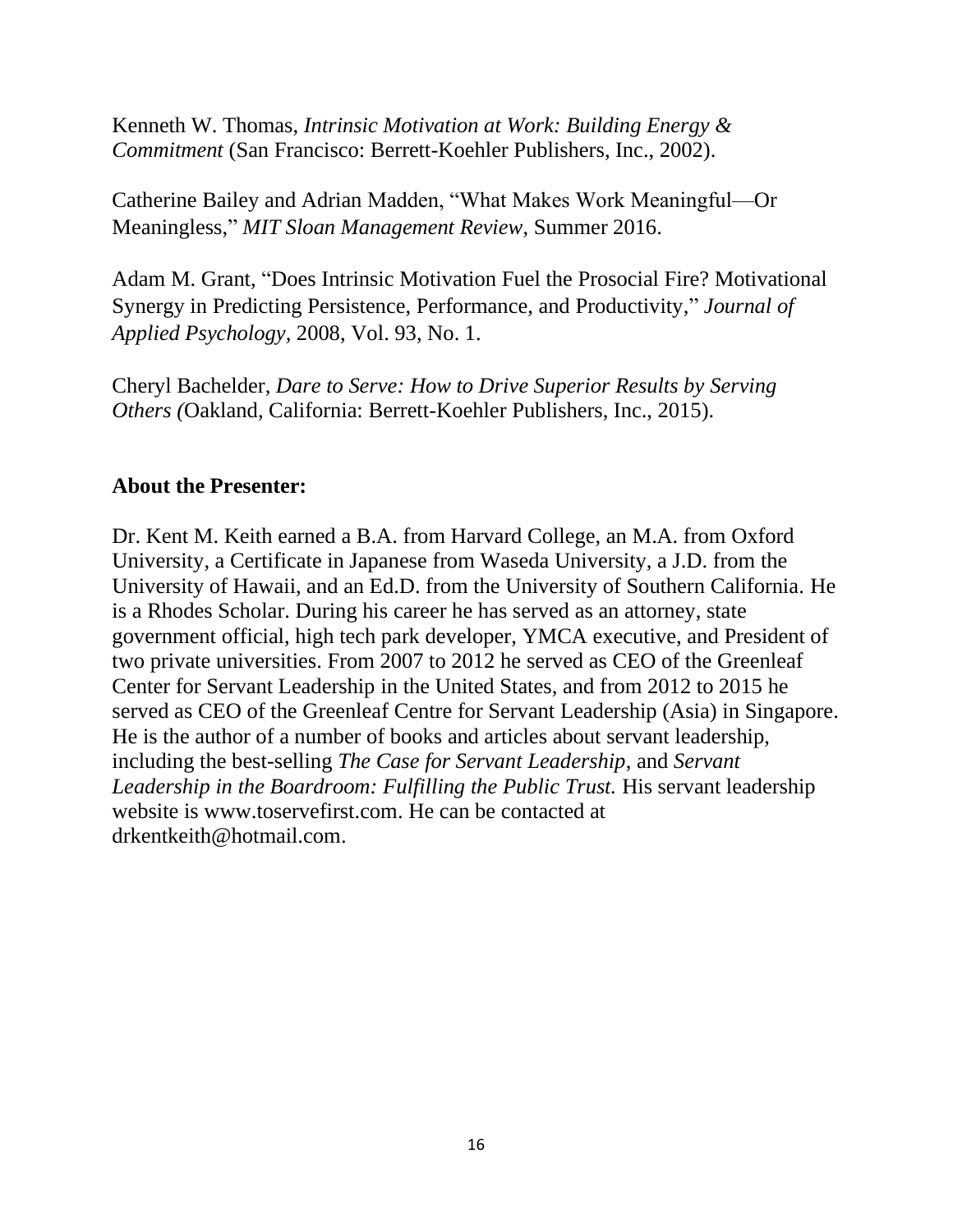Kenneth W. Thomas, *Intrinsic Motivation at Work: Building Energy & Commitment* (San Francisco: Berrett-Koehler Publishers, Inc., 2002).

Catherine Bailey and Adrian Madden, "What Makes Work Meaningful—Or Meaningless," *MIT Sloan Management Review*, Summer 2016.

Adam M. Grant, "Does Intrinsic Motivation Fuel the Prosocial Fire? Motivational Synergy in Predicting Persistence, Performance, and Productivity," *Journal of Applied Psychology*, 2008, Vol. 93, No. 1.

Cheryl Bachelder, *Dare to Serve: How to Drive Superior Results by Serving Others (*Oakland, California: Berrett-Koehler Publishers, Inc., 2015).

**About the Presenter:**

Dr. Kent M. Keith earned a B.A. from Harvard College, an M.A. from Oxford University, a Certificate in Japanese from Waseda University, a J.D. from the University of Hawaii, and an Ed.D. from the University of Southern California. He is a Rhodes Scholar. During his career he has served as an attorney, state government official, high tech park developer, YMCA executive, and President of two private universities. From 2007 to 2012 he served as CEO of the Greenleaf Center for Servant Leadership in the United States, and from 2012 to 2015 he served as CEO of the Greenleaf Centre for Servant Leadership (Asia) in Singapore. He is the author of a number of books and articles about servant leadership, including the best-selling *The Case for Servant Leadership*, and *Servant Leadership in the Boardroom: Fulfilling the Public Trust.* His servant leadership website is www.toservefirst.com. He can be contacted at drkentkeith@hotmail.com.